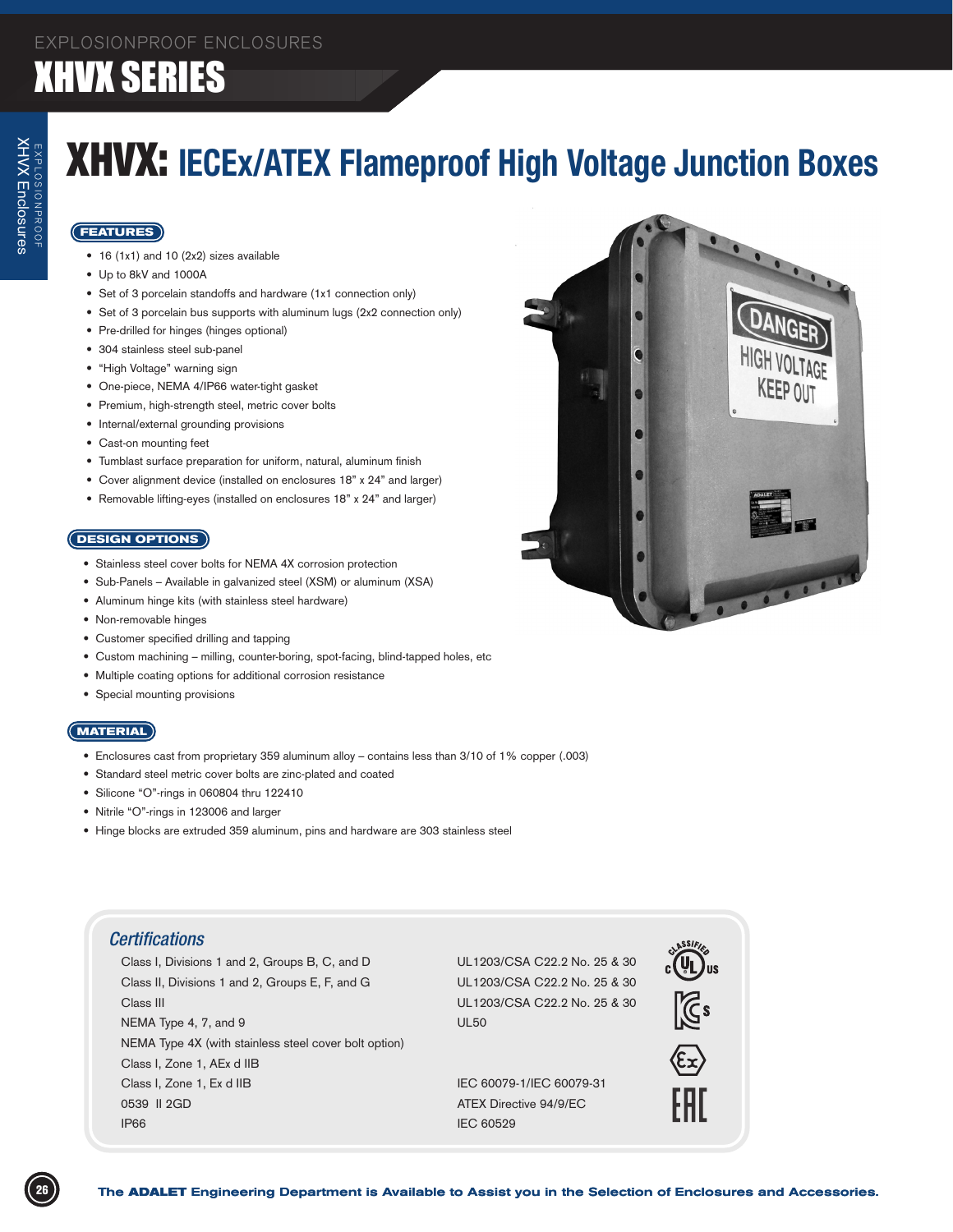EXPLOSIONPROOF ENCLOSURES

# XHVX SERIES

## XHVX: IECEx/ATEX Flameproof High Voltage Junction Boxes

### FEATURES

- 16 (1x1) and 10 (2x2) sizes available
- Up to 8kV and 1000A
- Set of 3 porcelain standoffs and hardware (1x1 connection only)
- Set of 3 porcelain bus supports with aluminum lugs (2x2 connection only)
- Pre-drilled for hinges (hinges optional)
- 304 stainless steel sub-panel
- “High Voltage” warning sign
- One-piece, NEMA 4/IP66 water-tight gasket
- Premium, high-strength steel, metric cover bolts
- Internal/external grounding provisions
- Cast-on mounting feet
- Tumblast surface preparation for uniform, natural, aluminum finish
- Cover alignment device (installed on enclosures 18” x 24” and larger)
- Removable lifting-eyes (installed on enclosures 18” x 24” and larger)

### DESIGN OPTIONS

- Stainless steel cover bolts for NEMA 4X corrosion protection
- Sub-Panels – Available in galvanized steel (XSM) or aluminum (XSA)
- Aluminum hinge kits (with stainless steel hardware)
- Non-removable hinges
- Customer specified drilling and tapping
- Custom machining – milling, counter-boring, spot-facing, blind-tapped holes, etc
- Multiple coating options for additional corrosion resistance
- Special mounting provisions

### MATERIAL

- Enclosures cast from proprietary 359 aluminum alloy – contains less than 3/10 of 1% copper (.003)
- Standard steel metric cover bolts are zinc-plated and coated
- Silicone “O”-rings in 060804 thru 122410
- Nitrile “O”-rings in 123006 and larger
- Hinge blocks are extruded 359 aluminum, pins and hardware are 303 stainless steel

### *Certifications*

| | |
|---|---|
| Class I, Divisions 1 and 2, Groups B, C, and D | UL1203/CSA C22.2 No. 25 & 30 |
| Class II, Divisions 1 and 2, Groups E, F, and G | UL1203/CSA C22.2 No. 25 & 30 |
| Class III | UL1203/CSA C22.2 No. 25 & 30 |
| NEMA Type 4, 7, and 9 | UL50 |
| NEMA Type 4X (with stainless steel cover bolt option) | |
| Class I, Zone 1, AEx d IIB | |
| Class I, Zone 1, Ex d IIB | IEC 60079-1/IEC 60079-31 |
| 0539 II 2GD | ATEX Directive 94/9/EC |
| IP66 | IEC 60529 |

**The ADALET Engineering Department is Available to Assist you in the Selection of Enclosures and Accessories.**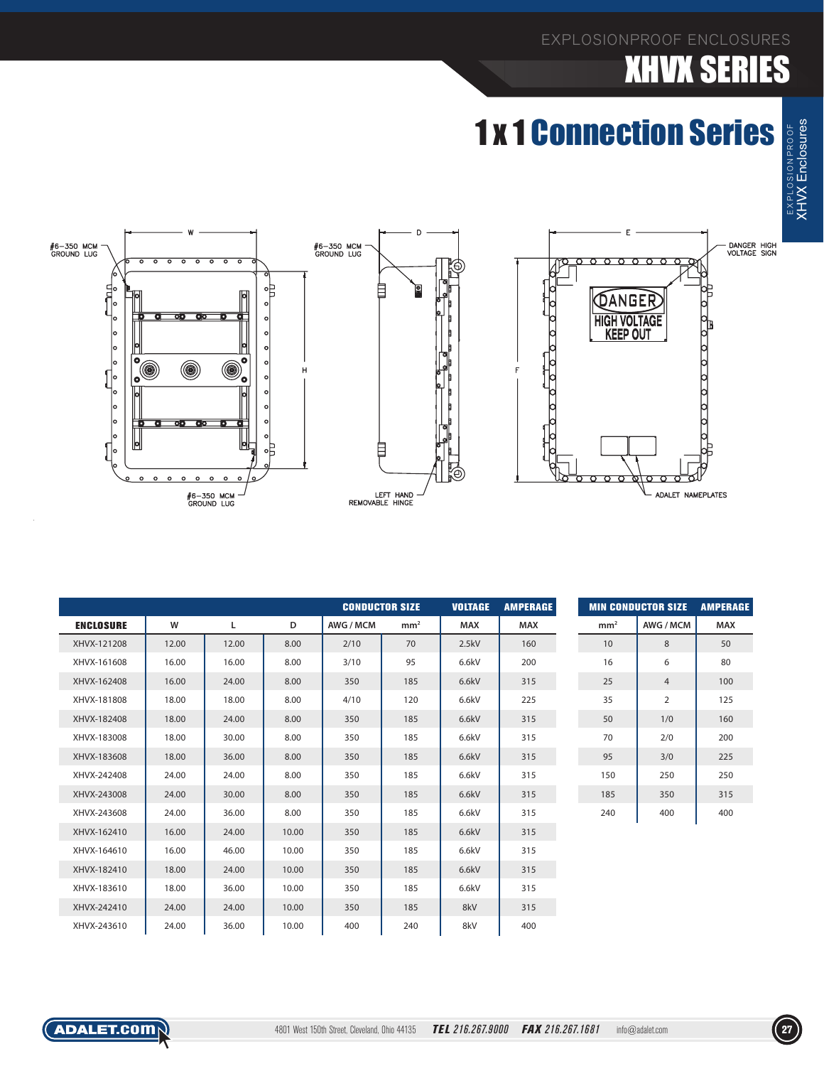EXPLOSIONPROOF ENCLOSURES

# XHVX SERIES

## 1 x 1 Connection Series

#6–350 MCM GROUND LUG

W

H

#6–350 MCM GROUND LUG

D

#6–350 MCM GROUND LUG

LEFT HAND REMOVABLE HINGE

E

F

DANGER HIGH VOLTAGE SIGN

DANGER HIGH VOLTAGE KEEP OUT

ADALET NAMEPLATES

| ENCLOSURE | W | L | D | CONDUCTOR SIZE AWG / MCM | CONDUCTOR SIZE mm² | VOLTAGE MAX | AMPERAGE MAX |
|---|---|---|---|---|---|---|---|
| XHVX-121208 | 12.00 | 12.00 | 8.00 | 2/10 | 70 | 2.5kV | 160 |
| XHVX-161608 | 16.00 | 16.00 | 8.00 | 3/10 | 95 | 6.6kV | 200 |
| XHVX-162408 | 16.00 | 24.00 | 8.00 | 350 | 185 | 6.6kV | 315 |
| XHVX-181808 | 18.00 | 18.00 | 8.00 | 4/10 | 120 | 6.6kV | 225 |
| XHVX-182408 | 18.00 | 24.00 | 8.00 | 350 | 185 | 6.6kV | 315 |
| XHVX-183008 | 18.00 | 30.00 | 8.00 | 350 | 185 | 6.6kV | 315 |
| XHVX-183608 | 18.00 | 36.00 | 8.00 | 350 | 185 | 6.6kV | 315 |
| XHVX-242408 | 24.00 | 24.00 | 8.00 | 350 | 185 | 6.6kV | 315 |
| XHVX-243008 | 24.00 | 30.00 | 8.00 | 350 | 185 | 6.6kV | 315 |
| XHVX-243608 | 24.00 | 36.00 | 8.00 | 350 | 185 | 6.6kV | 315 |
| XHVX-162410 | 16.00 | 24.00 | 10.00 | 350 | 185 | 6.6kV | 315 |
| XHVX-164610 | 16.00 | 46.00 | 10.00 | 350 | 185 | 6.6kV | 315 |
| XHVX-182410 | 18.00 | 24.00 | 10.00 | 350 | 185 | 6.6kV | 315 |
| XHVX-183610 | 18.00 | 36.00 | 10.00 | 350 | 185 | 6.6kV | 315 |
| XHVX-242410 | 24.00 | 24.00 | 10.00 | 350 | 185 | 8kV | 315 |
| XHVX-243610 | 24.00 | 36.00 | 10.00 | 400 | 240 | 8kV | 400 |

| MIN CONDUCTOR SIZE mm² | MIN CONDUCTOR SIZE AWG / MCM | AMPERAGE MAX |
|---|---|---|
| 10 | 8 | 50 |
| 16 | 6 | 80 |
| 25 | 4 | 100 |
| 35 | 2 | 125 |
| 50 | 1/0 | 160 |
| 70 | 2/0 | 200 |
| 95 | 3/0 | 225 |
| 150 | 250 | 250 |
| 185 | 350 | 315 |
| 240 | 400 | 400 |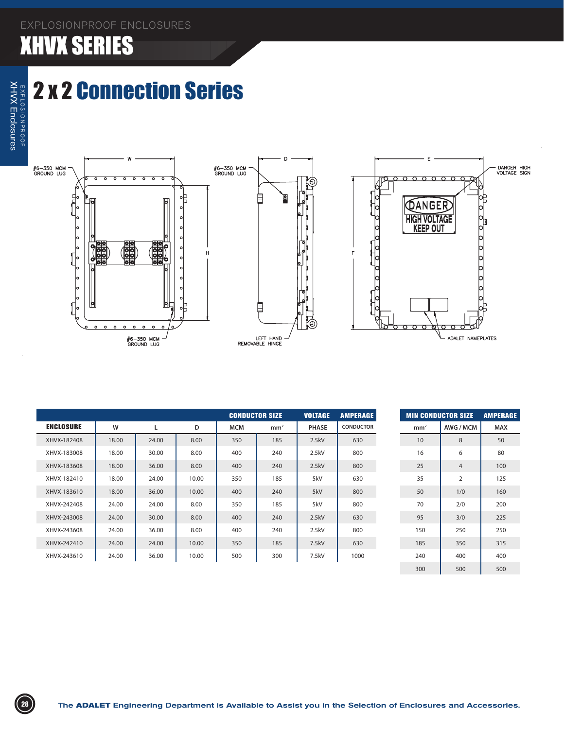EXPLOSIONPROOF ENCLOSURES

# XHVX SERIES

## 2 x 2 Connection Series

W

#6–350 MCM GROUND LUG

H

#6–350 MCM GROUND LUG

D

#6–350 MCM GROUND LUG

LEFT HAND REMOVABLE HINGE

E

F

DANGER HIGH VOLTAGE SIGN

DANGER HIGH VOLTAGE KEEP OUT

ADALET NAMEPLATES

| | | | | CONDUCTOR SIZE | | VOLTAGE | AMPERAGE |
|---|---|---|---|---|---|---|---|
| ENCLOSURE | W | L | D | MCM | mm² | PHASE | CONDUCTOR |
| XHVX-182408 | 18.00 | 24.00 | 8.00 | 350 | 185 | 2.5kV | 630 |
| XHVX-183008 | 18.00 | 30.00 | 8.00 | 400 | 240 | 2.5kV | 800 |
| XHVX-183608 | 18.00 | 36.00 | 8.00 | 400 | 240 | 2.5kV | 800 |
| XHVX-182410 | 18.00 | 24.00 | 10.00 | 350 | 185 | 5kV | 630 |
| XHVX-183610 | 18.00 | 36.00 | 10.00 | 400 | 240 | 5kV | 800 |
| XHVX-242408 | 24.00 | 24.00 | 8.00 | 350 | 185 | 5kV | 800 |
| XHVX-243008 | 24.00 | 30.00 | 8.00 | 400 | 240 | 2.5kV | 630 |
| XHVX-243608 | 24.00 | 36.00 | 8.00 | 400 | 240 | 2.5kV | 800 |
| XHVX-242410 | 24.00 | 24.00 | 10.00 | 350 | 185 | 7.5kV | 630 |
| XHVX-243610 | 24.00 | 36.00 | 10.00 | 500 | 300 | 7.5kV | 1000 |

| MIN CONDUCTOR SIZE | | AMPERAGE |
|---|---|---|
| mm² | AWG / MCM | MAX |
| 10 | 8 | 50 |
| 16 | 6 | 80 |
| 25 | 4 | 100 |
| 35 | 2 | 125 |
| 50 | 1/0 | 160 |
| 70 | 2/0 | 200 |
| 95 | 3/0 | 225 |
| 150 | 250 | 250 |
| 185 | 350 | 315 |
| 240 | 400 | 400 |
| 300 | 500 | 500 |

The **ADALET** Engineering Department is Available to Assist you in the Selection of Enclosures and Accessories.